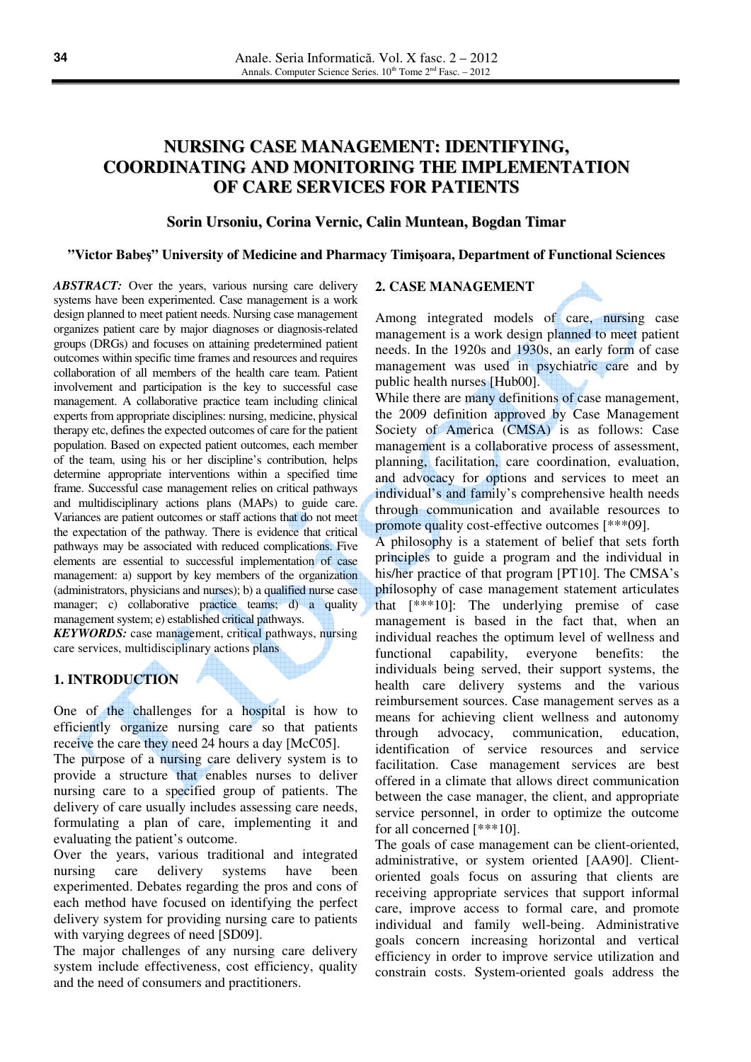# NURSING CASE MANAGEMENT: IDENTIFYING, COORDINATING AND MONITORING THE IMPLEMENTATION OF CARE SERVICES FOR PATIENTS

**Sorin Ursoniu, Corina Vernic, Calin Muntean, Bogdan Timar**

**"Victor Babeş" University of Medicine and Pharmacy Timişoara, Department of Functional Sciences**

***ABSTRACT:*** Over the years, various nursing care delivery systems have been experimented. Case management is a work design planned to meet patient needs. Nursing case management organizes patient care by major diagnoses or diagnosis-related groups (DRGs) and focuses on attaining predetermined patient outcomes within specific time frames and resources and requires collaboration of all members of the health care team. Patient involvement and participation is the key to successful case management. A collaborative practice team including clinical experts from appropriate disciplines: nursing, medicine, physical therapy etc, defines the expected outcomes of care for the patient population. Based on expected patient outcomes, each member of the team, using his or her discipline's contribution, helps determine appropriate interventions within a specified time frame. Successful case management relies on critical pathways and multidisciplinary actions plans (MAPs) to guide care. Variances are patient outcomes or staff actions that do not meet the expectation of the pathway. There is evidence that critical pathways may be associated with reduced complications. Five elements are essential to successful implementation of case management: a) support by key members of the organization (administrators, physicians and nurses); b) a qualified nurse case manager; c) collaborative practice teams; d) a quality management system; e) established critical pathways.

***KEYWORDS:*** case management, critical pathways, nursing care services, multidisciplinary actions plans

## 1. INTRODUCTION

One of the challenges for a hospital is how to efficiently organize nursing care so that patients receive the care they need 24 hours a day [McC05].

The purpose of a nursing care delivery system is to provide a structure that enables nurses to deliver nursing care to a specified group of patients. The delivery of care usually includes assessing care needs, formulating a plan of care, implementing it and evaluating the patient's outcome.

Over the years, various traditional and integrated nursing care delivery systems have been experimented. Debates regarding the pros and cons of each method have focused on identifying the perfect delivery system for providing nursing care to patients with varying degrees of need [SD09].

The major challenges of any nursing care delivery system include effectiveness, cost efficiency, quality and the need of consumers and practitioners.

## 2. CASE MANAGEMENT

Among integrated models of care, nursing case management is a work design planned to meet patient needs. In the 1920s and 1930s, an early form of case management was used in psychiatric care and by public health nurses [Hub00].

While there are many definitions of case management, the 2009 definition approved by Case Management Society of America (CMSA) is as follows: Case management is a collaborative process of assessment, planning, facilitation, care coordination, evaluation, and advocacy for options and services to meet an individual's and family's comprehensive health needs through communication and available resources to promote quality cost-effective outcomes [***09].

A philosophy is a statement of belief that sets forth principles to guide a program and the individual in his/her practice of that program [PT10]. The CMSA's philosophy of case management statement articulates that [***10]: The underlying premise of case management is based in the fact that, when an individual reaches the optimum level of wellness and functional capability, everyone benefits: the individuals being served, their support systems, the health care delivery systems and the various reimbursement sources. Case management serves as a means for achieving client wellness and autonomy through advocacy, communication, education, identification of service resources and service facilitation. Case management services are best offered in a climate that allows direct communication between the case manager, the client, and appropriate service personnel, in order to optimize the outcome for all concerned [***10].

The goals of case management can be client-oriented, administrative, or system oriented [AA90]. Client-oriented goals focus on assuring that clients are receiving appropriate services that support informal care, improve access to formal care, and promote individual and family well-being. Administrative goals concern increasing horizontal and vertical efficiency in order to improve service utilization and constrain costs. System-oriented goals address the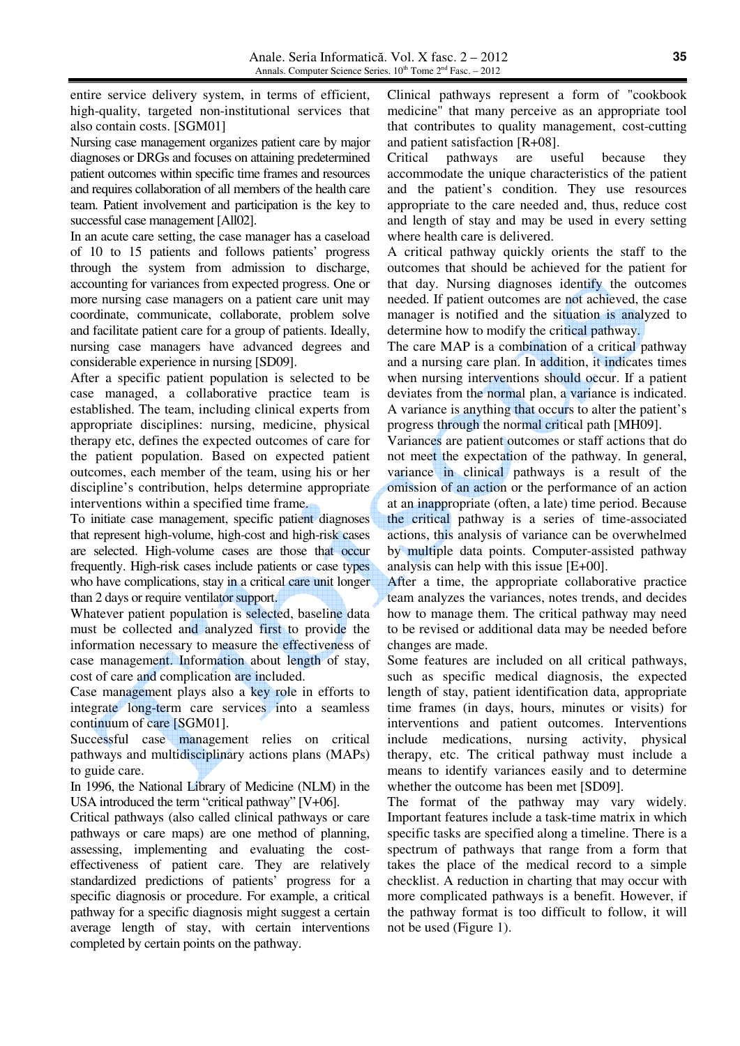entire service delivery system, in terms of efficient, high-quality, targeted non-institutional services that also contain costs. [SGM01]

Nursing case management organizes patient care by major diagnoses or DRGs and focuses on attaining predetermined patient outcomes within specific time frames and resources and requires collaboration of all members of the health care team. Patient involvement and participation is the key to successful case management [All02].

In an acute care setting, the case manager has a caseload of 10 to 15 patients and follows patients' progress through the system from admission to discharge, accounting for variances from expected progress. One or more nursing case managers on a patient care unit may coordinate, communicate, collaborate, problem solve and facilitate patient care for a group of patients. Ideally, nursing case managers have advanced degrees and considerable experience in nursing [SD09].

After a specific patient population is selected to be case managed, a collaborative practice team is established. The team, including clinical experts from appropriate disciplines: nursing, medicine, physical therapy etc, defines the expected outcomes of care for the patient population. Based on expected patient outcomes, each member of the team, using his or her discipline's contribution, helps determine appropriate interventions within a specified time frame.

To initiate case management, specific patient diagnoses that represent high-volume, high-cost and high-risk cases are selected. High-volume cases are those that occur frequently. High-risk cases include patients or case types who have complications, stay in a critical care unit longer than 2 days or require ventilator support.

Whatever patient population is selected, baseline data must be collected and analyzed first to provide the information necessary to measure the effectiveness of case management. Information about length of stay, cost of care and complication are included.

Case management plays also a key role in efforts to integrate long-term care services into a seamless continuum of care [SGM01].

Successful case management relies on critical pathways and multidisciplinary actions plans (MAPs) to guide care.

In 1996, the National Library of Medicine (NLM) in the USA introduced the term "critical pathway" [V+06].

Critical pathways (also called clinical pathways or care pathways or care maps) are one method of planning, assessing, implementing and evaluating the cost-effectiveness of patient care. They are relatively standardized predictions of patients' progress for a specific diagnosis or procedure. For example, a critical pathway for a specific diagnosis might suggest a certain average length of stay, with certain interventions completed by certain points on the pathway.

Clinical pathways represent a form of "cookbook medicine" that many perceive as an appropriate tool that contributes to quality management, cost-cutting and patient satisfaction [R+08].

Critical pathways are useful because they accommodate the unique characteristics of the patient and the patient's condition. They use resources appropriate to the care needed and, thus, reduce cost and length of stay and may be used in every setting where health care is delivered.

A critical pathway quickly orients the staff to the outcomes that should be achieved for the patient for that day. Nursing diagnoses identify the outcomes needed. If patient outcomes are not achieved, the case manager is notified and the situation is analyzed to determine how to modify the critical pathway.

The care MAP is a combination of a critical pathway and a nursing care plan. In addition, it indicates times when nursing interventions should occur. If a patient deviates from the normal plan, a variance is indicated. A variance is anything that occurs to alter the patient's progress through the normal critical path [MH09].

Variances are patient outcomes or staff actions that do not meet the expectation of the pathway. In general, variance in clinical pathways is a result of the omission of an action or the performance of an action at an inappropriate (often, a late) time period. Because the critical pathway is a series of time-associated actions, this analysis of variance can be overwhelmed by multiple data points. Computer-assisted pathway analysis can help with this issue [E+00].

After a time, the appropriate collaborative practice team analyzes the variances, notes trends, and decides how to manage them. The critical pathway may need to be revised or additional data may be needed before changes are made.

Some features are included on all critical pathways, such as specific medical diagnosis, the expected length of stay, patient identification data, appropriate time frames (in days, hours, minutes or visits) for interventions and patient outcomes. Interventions include medications, nursing activity, physical therapy, etc. The critical pathway must include a means to identify variances easily and to determine whether the outcome has been met [SD09].

The format of the pathway may vary widely. Important features include a task-time matrix in which specific tasks are specified along a timeline. There is a spectrum of pathways that range from a form that takes the place of the medical record to a simple checklist. A reduction in charting that may occur with more complicated pathways is a benefit. However, if the pathway format is too difficult to follow, it will not be used (Figure 1).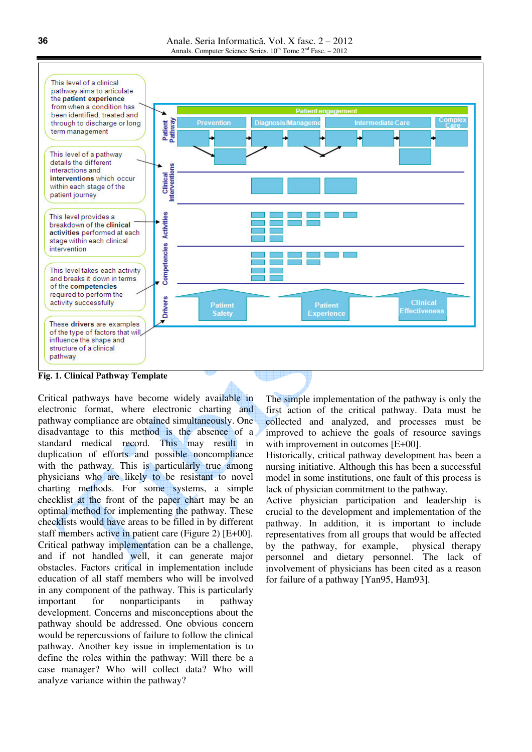**Fig. 1. Clinical Pathway Template**

Critical pathways have become widely available in electronic format, where electronic charting and pathway compliance are obtained simultaneously. One disadvantage to this method is the absence of a standard medical record. This may result in duplication of efforts and possible noncompliance with the pathway. This is particularly true among physicians who are likely to be resistant to novel charting methods. For some systems, a simple checklist at the front of the paper chart may be an optimal method for implementing the pathway. These checklists would have areas to be filled in by different staff members active in patient care (Figure 2) [E+00]. Critical pathway implementation can be a challenge, and if not handled well, it can generate major obstacles. Factors critical in implementation include education of all staff members who will be involved in any component of the pathway. This is particularly important for nonparticipants in pathway development. Concerns and misconceptions about the pathway should be addressed. One obvious concern would be repercussions of failure to follow the clinical pathway. Another key issue in implementation is to define the roles within the pathway: Will there be a case manager? Who will collect data? Who will analyze variance within the pathway?

The simple implementation of the pathway is only the first action of the critical pathway. Data must be collected and analyzed, and processes must be improved to achieve the goals of resource savings with improvement in outcomes [E+00].

Historically, critical pathway development has been a nursing initiative. Although this has been a successful model in some institutions, one fault of this process is lack of physician commitment to the pathway.

Active physician participation and leadership is crucial to the development and implementation of the pathway. In addition, it is important to include representatives from all groups that would be affected by the pathway, for example, physical therapy personnel and dietary personnel. The lack of involvement of physicians has been cited as a reason for failure of a pathway [Yan95, Ham93].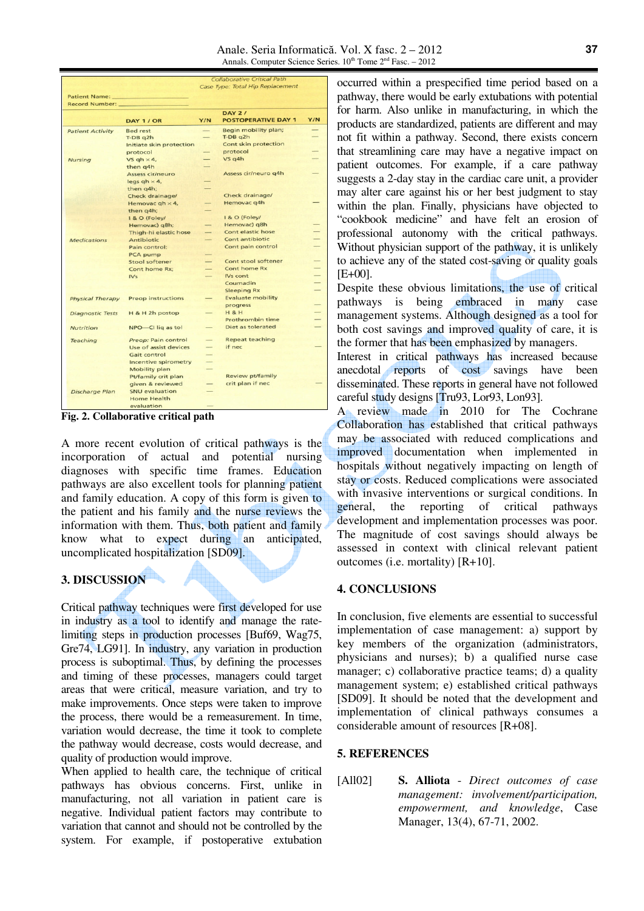| | | | | |
|---|---|---|---|---|
| | | Collaborative Critical Path<br>Case Type: Total Hip Replacement | | |
| Patient Name: ______<br>Record Number: ______ | | | | |
| | DAY 1 / OR | Y/N | DAY 2 / POSTOPERATIVE DAY 1 | Y/N |
| Patient Activity | Bed rest<br>T-DB q2h<br>Initiate skin protection protocol | —<br>—<br>— | Begin mobility plan;<br>T-DB q2h<br>Cont skin protection protocol | —<br>—<br>— |
| Nursing | VS qh × 4,<br>then q4h<br>Assess cir/neuro legs qh × 4,<br>then q4h;<br>Check drainage/ Hemovac qh × 4,<br>then q4h;<br>I & O (Foley/ Hemovac) q8h;<br>Thigh-hi elastic hose | —<br>—<br>—<br>—<br>—<br>—<br>—<br>— | VS q4h<br>Assess cir/neuro q4h<br>Check drainage/ Hemovac q4h<br>I & O (Foley/ Hemovac) q8h<br>Cont elastic hose | —<br>—<br>—<br>—<br>— |
| Medications | Antibiotic<br>Pain control:<br>PCA pump<br>Stool softener<br>Cont home Rx;<br>IVs | —<br>—<br>—<br>—<br>—<br>— | Cont antibiotic<br>Cont pain control<br>Cont stool softener<br>Cont home Rx<br>IVs cont<br>Coumadin<br>Sleeping Rx | —<br>—<br>—<br>—<br>—<br>—<br>— |
| Physical Therapy | Preop instructions | — | Evaluate mobility progress | — |
| Diagnostic Tests | H & H 2h postop | — | H & H<br>Prothrombin time | —<br>— |
| Nutrition | NPO—Cl liq as tol | — | Diet as tolerated | — |
| Teaching | Preop: Pain control<br>Use of assist devices<br>Gait control<br>Incentive spirometry<br>Mobility plan<br>Pt/family crit plan given & reviewed | —<br>—<br>—<br>—<br>—<br>— | Repeat teaching if nec<br>Review pt/family crit plan if nec | —<br>— |
| Discharge Plan | SNU evaluation<br>Home Health evaluation | —<br>— | | |

**Fig. 2. Collaborative critical path**

A more recent evolution of critical pathways is the incorporation of actual and potential nursing diagnoses with specific time frames. Education pathways are also excellent tools for planning patient and family education. A copy of this form is given to the patient and his family and the nurse reviews the information with them. Thus, both patient and family know what to expect during an anticipated, uncomplicated hospitalization [SD09].

## 3. DISCUSSION

Critical pathway techniques were first developed for use in industry as a tool to identify and manage the rate-limiting steps in production processes [Buf69, Wag75, Gre74, LG91]. In industry, any variation in production process is suboptimal. Thus, by defining the processes and timing of these processes, managers could target areas that were critical, measure variation, and try to make improvements. Once steps were taken to improve the process, there would be a remeasurement. In time, variation would decrease, the time it took to complete the pathway would decrease, costs would decrease, and quality of production would improve.

When applied to health care, the technique of critical pathways has obvious concerns. First, unlike in manufacturing, not all variation in patient care is negative. Individual patient factors may contribute to variation that cannot and should not be controlled by the system. For example, if postoperative extubation occurred within a prespecified time period based on a pathway, there would be early extubations with potential for harm. Also unlike in manufacturing, in which the products are standardized, patients are different and may not fit within a pathway. Second, there exists concern that streamlining care may have a negative impact on patient outcomes. For example, if a care pathway suggests a 2-day stay in the cardiac care unit, a provider may alter care against his or her best judgment to stay within the plan. Finally, physicians have objected to "cookbook medicine" and have felt an erosion of professional autonomy with the critical pathways. Without physician support of the pathway, it is unlikely to achieve any of the stated cost-saving or quality goals [E+00].

Despite these obvious limitations, the use of critical pathways is being embraced in many case management systems. Although designed as a tool for both cost savings and improved quality of care, it is the former that has been emphasized by managers. Interest in critical pathways has increased because anecdotal reports of cost savings have been disseminated. These reports in general have not followed careful study designs [Tru93, Lor93, Lon93].

A review made in 2010 for The Cochrane Collaboration has established that critical pathways may be associated with reduced complications and improved documentation when implemented in hospitals without negatively impacting on length of stay or costs. Reduced complications were associated with invasive interventions or surgical conditions. In general, the reporting of critical pathways development and implementation processes was poor. The magnitude of cost savings should always be assessed in context with clinical relevant patient outcomes (i.e. mortality) [R+10].

## 4. CONCLUSIONS

In conclusion, five elements are essential to successful implementation of case management: a) support by key members of the organization (administrators, physicians and nurses); b) a qualified nurse case manager; c) collaborative practice teams; d) a quality management system; e) established critical pathways [SD09]. It should be noted that the development and implementation of clinical pathways consumes a considerable amount of resources [R+08].

## 5. REFERENCES

[All02] **S. Alliota** - *Direct outcomes of case management: involvement/participation, empowerment, and knowledge*, Case Manager, 13(4), 67-71, 2002.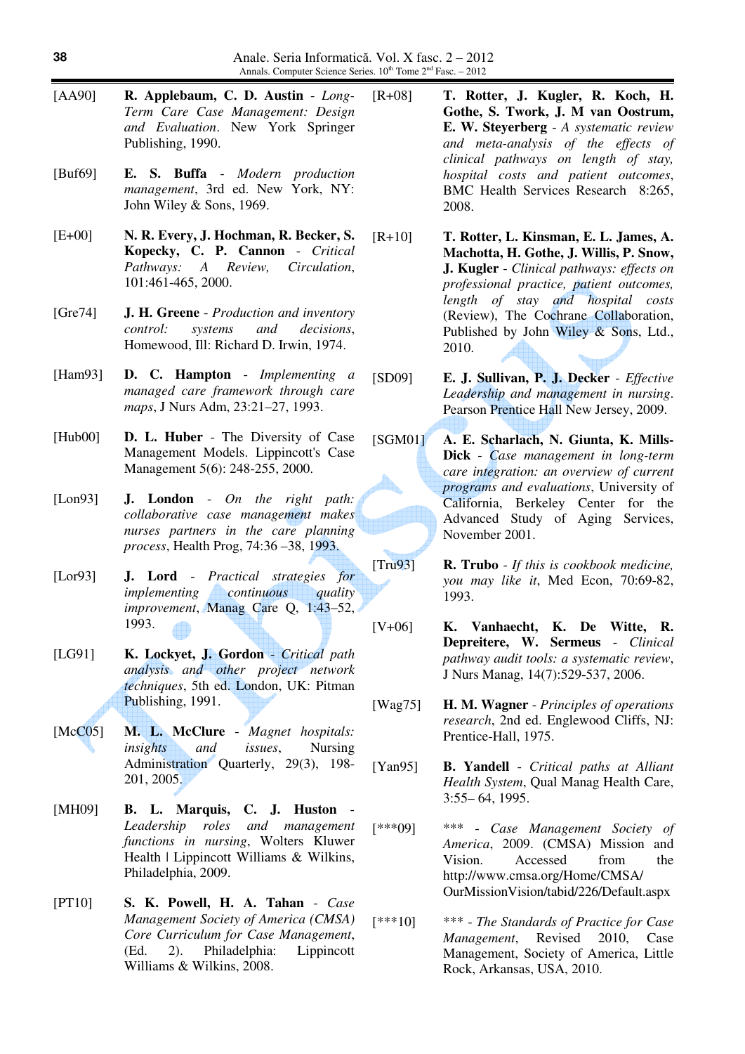[AA90] **R. Applebaum, C. D. Austin** - *Long-Term Care Case Management: Design and Evaluation*. New York Springer Publishing, 1990.

[Buf69] **E. S. Buffa** - *Modern production management*, 3rd ed. New York, NY: John Wiley & Sons, 1969.

[E+00] **N. R. Every, J. Hochman, R. Becker, S. Kopecky, C. P. Cannon** - *Critical Pathways: A Review, Circulation*, 101:461-465, 2000.

[Gre74] **J. H. Greene** - *Production and inventory control: systems and decisions*, Homewood, Ill: Richard D. Irwin, 1974.

[Ham93] **D. C. Hampton** - *Implementing a managed care framework through care maps*, J Nurs Adm, 23:21–27, 1993.

[Hub00] **D. L. Huber** - The Diversity of Case Management Models. Lippincott's Case Management 5(6): 248-255, 2000.

[Lon93] **J. London** - *On the right path: collaborative case management makes nurses partners in the care planning process*, Health Prog, 74:36 –38, 1993.

[Lor93] **J. Lord** - *Practical strategies for implementing continuous quality improvement*, Manag Care Q, 1:43–52, 1993.

[LG91] **K. Lockyet, J. Gordon** - *Critical path analysis and other project network techniques*, 5th ed. London, UK: Pitman Publishing, 1991.

[McC05] **M. L. McClure** - *Magnet hospitals: insights and issues*, Nursing Administration Quarterly, 29(3), 198-201, 2005.

[MH09] **B. L. Marquis, C. J. Huston** - *Leadership roles and management functions in nursing*, Wolters Kluwer Health | Lippincott Williams & Wilkins, Philadelphia, 2009.

[PT10] **S. K. Powell, H. A. Tahan** - *Case Management Society of America (CMSA) Core Curriculum for Case Management*, (Ed. 2). Philadelphia: Lippincott Williams & Wilkins, 2008.

[R+08] **T. Rotter, J. Kugler, R. Koch, H. Gothe, S. Twork, J. M van Oostrum, E. W. Steyerberg** - *A systematic review and meta-analysis of the effects of clinical pathways on length of stay, hospital costs and patient outcomes*, BMC Health Services Research 8:265, 2008.

[R+10] **T. Rotter, L. Kinsman, E. L. James, A. Machotta, H. Gothe, J. Willis, P. Snow, J. Kugler** - *Clinical pathways: effects on professional practice, patient outcomes, length of stay and hospital costs* (Review), The Cochrane Collaboration, Published by John Wiley & Sons, Ltd., 2010.

[SD09] **E. J. Sullivan, P. J. Decker** - *Effective Leadership and management in nursing*. Pearson Prentice Hall New Jersey, 2009.

[SGM01] **A. E. Scharlach, N. Giunta, K. Mills-Dick** - *Case management in long-term care integration: an overview of current programs and evaluations*, University of California, Berkeley Center for the Advanced Study of Aging Services, November 2001.

[Tru93] **R. Trubo** - *If this is cookbook medicine, you may like it*, Med Econ, 70:69-82, 1993.

[V+06] **K. Vanhaecht, K. De Witte, R. Depreitere, W. Sermeus** - *Clinical pathway audit tools: a systematic review*, J Nurs Manag, 14(7):529-537, 2006.

[Wag75] **H. M. Wagner** - *Principles of operations research*, 2nd ed. Englewood Cliffs, NJ: Prentice-Hall, 1975.

[Yan95] **B. Yandell** - *Critical paths at Alliant Health System*, Qual Manag Health Care, 3:55– 64, 1995.

[***09] *** - *Case Management Society of America*, 2009. (CMSA) Mission and Vision. Accessed from the http://www.cmsa.org/Home/CMSA/OurMissionVision/tabid/226/Default.aspx

[***10] *** - *The Standards of Practice for Case Management*, Revised 2010, Case Management, Society of America, Little Rock, Arkansas, USA, 2010.